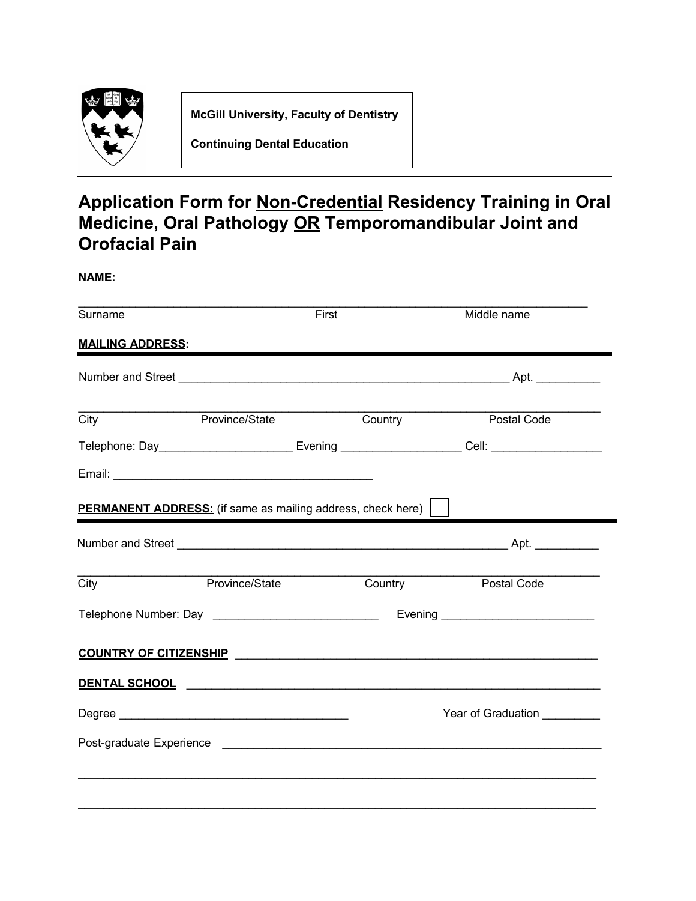**McGill University, Faculty of Dentistry**

**Continuing Dental Education**

# Application Form for Non-Credential Residency Training in Oral Medicine, Oral Pathology OR Temporomandibular Joint and Orofacial Pain

**NAME:**

___________________________________________________________________________

Surname First Middle name

**MAILING ADDRESS:**

Number and Street _____________________________________________ Apt. _________

___________________________________________________________________________

City Province/State Country Postal Code

Telephone: Day__________________ Evening _________________ Cell: ________________

Email: ____________________________________

**PERMANENT ADDRESS:** (if same as mailing address, check here) ☐

Number and Street _____________________________________________ Apt. _________

___________________________________________________________________________

City Province/State Country Postal Code

Telephone Number: Day _______________________ Evening _____________________

**COUNTRY OF CITIZENSHIP** ___________________________________________________

**DENTAL SCHOOL** __________________________________________________________

Degree ________________________________ Year of Graduation ________

Post-graduate Experience ____________________________________________________

___________________________________________________________________________

___________________________________________________________________________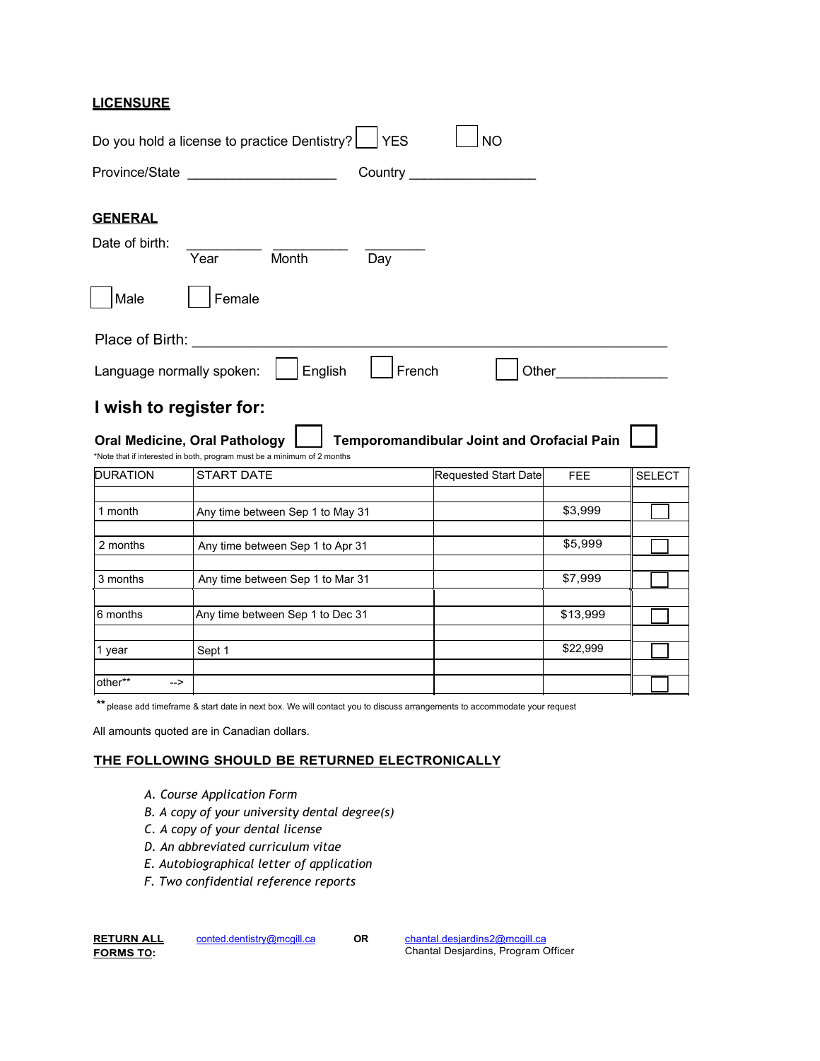## LICENSURE

Do you hold a license to practice Dentistry? ☐ YES ☐ NO

Province/State ____________________ Country ________________

## GENERAL

Date of birth: __________ Year __________ Month ________ Day

☐ Male ☐ Female

Place of Birth: ______________________________________________________________

Language normally spoken: ☐ English ☐ French ☐ Other______________

## I wish to register for:

**Oral Medicine, Oral Pathology** ☐ **Temporomandibular Joint and Orofacial Pain** ☐

*Note that if interested in both, program must be a minimum of 2 months

| DURATION | START DATE | Requested Start Date | FEE | SELECT |
|---|---|---|---|---|
| 1 month | Any time between Sep 1 to May 31 | | $3,999 | ☐ |
| 2 months | Any time between Sep 1 to Apr 31 | | $5,999 | ☐ |
| 3 months | Any time between Sep 1 to Mar 31 | | $7,999 | ☐ |
| 6 months | Any time between Sep 1 to Dec 31 | | $13,999 | ☐ |
| 1 year | Sept 1 | | $22,999 | ☐ |
| other** --> | | | | ☐ |

** please add timeframe & start date in next box. We will contact you to discuss arrangements to accommodate your request

All amounts quoted are in Canadian dollars.

## THE FOLLOWING SHOULD BE RETURNED ELECTRONICALLY

*A. Course Application Form*
*B. A copy of your university dental degree(s)*
*C. A copy of your dental license*
*D. An abbreviated curriculum vitae*
*E. Autobiographical letter of application*
*F. Two confidential reference reports*

**RETURN ALL FORMS TO:** conted.dentistry@mcgill.ca **OR** chantal.desjardins2@mcgill.ca
Chantal Desjardins, Program Officer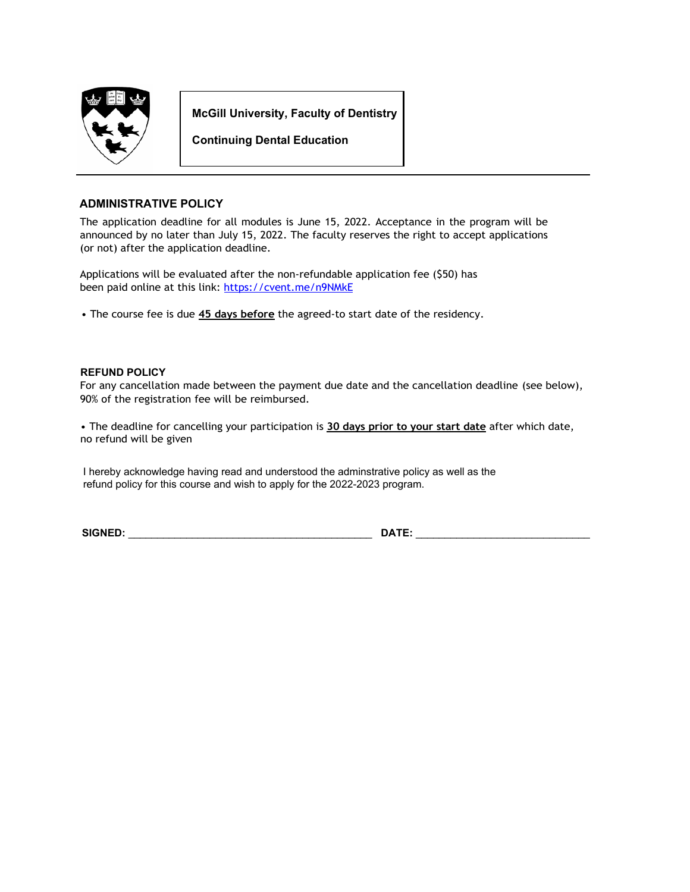**McGill University, Faculty of Dentistry**

**Continuing Dental Education**

---

## ADMINISTRATIVE POLICY

The application deadline for all modules is June 15, 2022. Acceptance in the program will be announced by no later than July 15, 2022. The faculty reserves the right to accept applications (or not) after the application deadline.

Applications will be evaluated after the non-refundable application fee ($50) has been paid online at this link: [https://cvent.me/n9NMkE](https://cvent.me/n9NMkE)

- The course fee is due **45 days before** the agreed-to start date of the residency.

### REFUND POLICY

For any cancellation made between the payment due date and the cancellation deadline (see below), 90% of the registration fee will be reimbursed.

- The deadline for cancelling your participation is **30 days prior to your start date** after which date, no refund will be given

I hereby acknowledge having read and understood the adminstrative policy as well as the refund policy for this course and wish to apply for the 2022-2023 program.

**SIGNED:** ________________________________________ **DATE:** ____________________________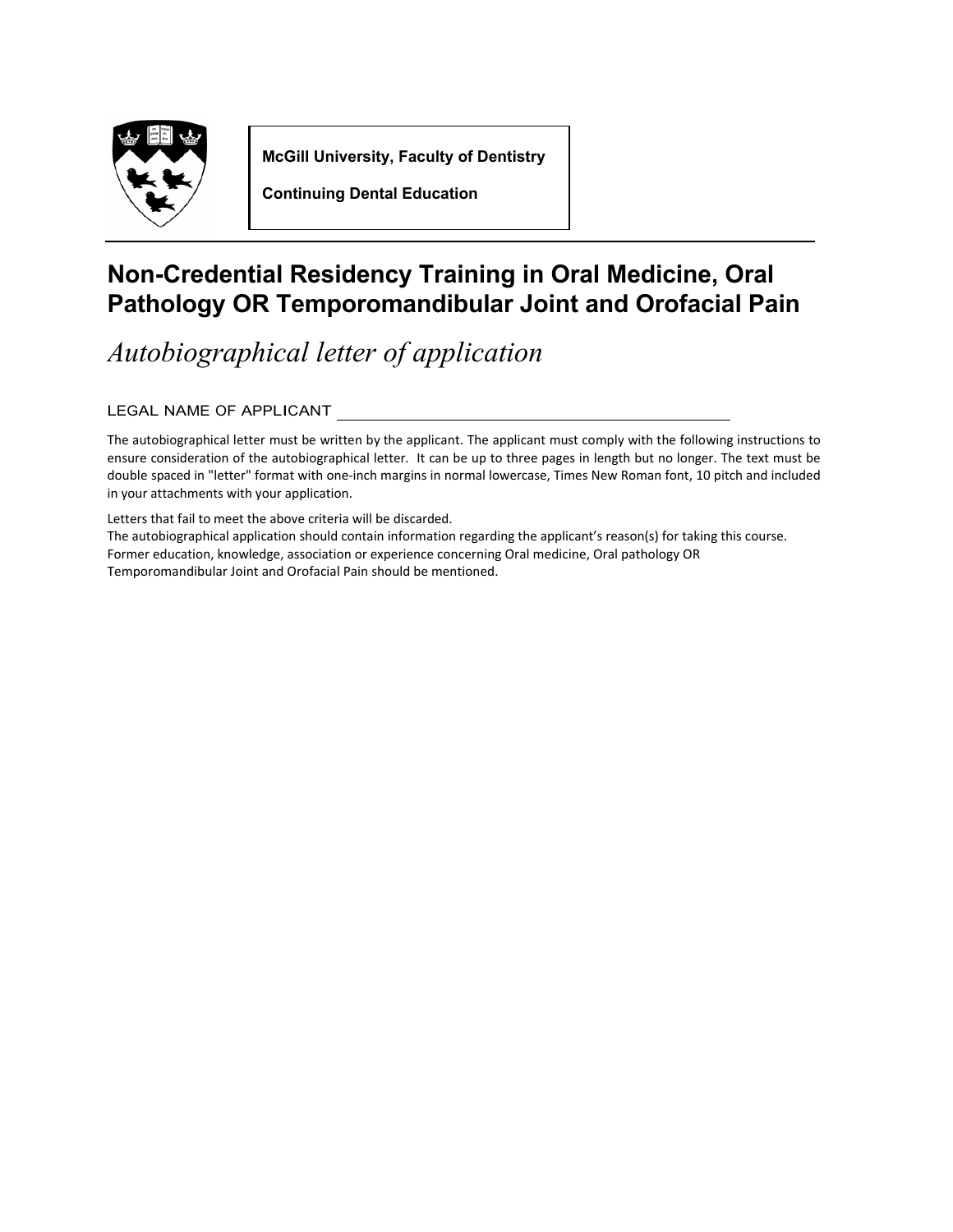**McGill University, Faculty of Dentistry**

**Continuing Dental Education**

# Non-Credential Residency Training in Oral Medicine, Oral Pathology OR Temporomandibular Joint and Orofacial Pain

## *Autobiographical letter of application*

LEGAL NAME OF APPLICANT ___________________________________________

The autobiographical letter must be written by the applicant. The applicant must comply with the following instructions to ensure consideration of the autobiographical letter. It can be up to three pages in length but no longer. The text must be double spaced in "letter" format with one-inch margins in normal lowercase, Times New Roman font, 10 pitch and included in your attachments with your application.

Letters that fail to meet the above criteria will be discarded.
The autobiographical application should contain information regarding the applicant's reason(s) for taking this course. Former education, knowledge, association or experience concerning Oral medicine, Oral pathology OR Temporomandibular Joint and Orofacial Pain should be mentioned.